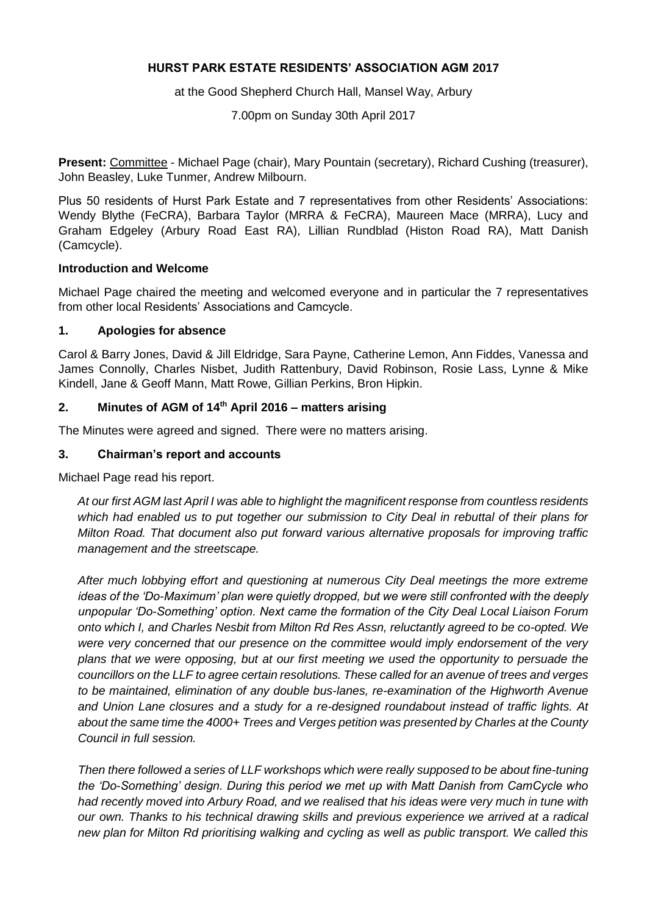# HURST PARK ESTATE RESIDENTS' ASSOCIATION AGM 2017

at the Good Shepherd Church Hall, Mansel Way, Arbury

7.00pm on Sunday 30th April 2017

**Present:** Committee - Michael Page (chair), Mary Pountain (secretary), Richard Cushing (treasurer), John Beasley, Luke Tunmer, Andrew Milbourn.

Plus 50 residents of Hurst Park Estate and 7 representatives from other Residents' Associations: Wendy Blythe (FeCRA), Barbara Taylor (MRRA & FeCRA), Maureen Mace (MRRA), Lucy and Graham Edgeley (Arbury Road East RA), Lillian Rundblad (Histon Road RA), Matt Danish (Camcycle).

### Introduction and Welcome

Michael Page chaired the meeting and welcomed everyone and in particular the 7 representatives from other local Residents' Associations and Camcycle.

### 1. Apologies for absence

Carol & Barry Jones, David & Jill Eldridge, Sara Payne, Catherine Lemon, Ann Fiddes, Vanessa and James Connolly, Charles Nisbet, Judith Rattenbury, David Robinson, Rosie Lass, Lynne & Mike Kindell, Jane & Geoff Mann, Matt Rowe, Gillian Perkins, Bron Hipkin.

### 2. Minutes of AGM of 14th April 2016 – matters arising

The Minutes were agreed and signed. There were no matters arising.

### 3. Chairman's report and accounts

Michael Page read his report.

*At our first AGM last April I was able to highlight the magnificent response from countless residents which had enabled us to put together our submission to City Deal in rebuttal of their plans for Milton Road. That document also put forward various alternative proposals for improving traffic management and the streetscape.*

*After much lobbying effort and questioning at numerous City Deal meetings the more extreme ideas of the 'Do-Maximum' plan were quietly dropped, but we were still confronted with the deeply unpopular 'Do-Something' option. Next came the formation of the City Deal Local Liaison Forum onto which I, and Charles Nesbit from Milton Rd Res Assn, reluctantly agreed to be co-opted. We were very concerned that our presence on the committee would imply endorsement of the very plans that we were opposing, but at our first meeting we used the opportunity to persuade the councillors on the LLF to agree certain resolutions. These called for an avenue of trees and verges to be maintained, elimination of any double bus-lanes, re-examination of the Highworth Avenue and Union Lane closures and a study for a re-designed roundabout instead of traffic lights. At about the same time the 4000+ Trees and Verges petition was presented by Charles at the County Council in full session.*

*Then there followed a series of LLF workshops which were really supposed to be about fine-tuning the 'Do-Something' design. During this period we met up with Matt Danish from CamCycle who had recently moved into Arbury Road, and we realised that his ideas were very much in tune with our own. Thanks to his technical drawing skills and previous experience we arrived at a radical new plan for Milton Rd prioritising walking and cycling as well as public transport. We called this*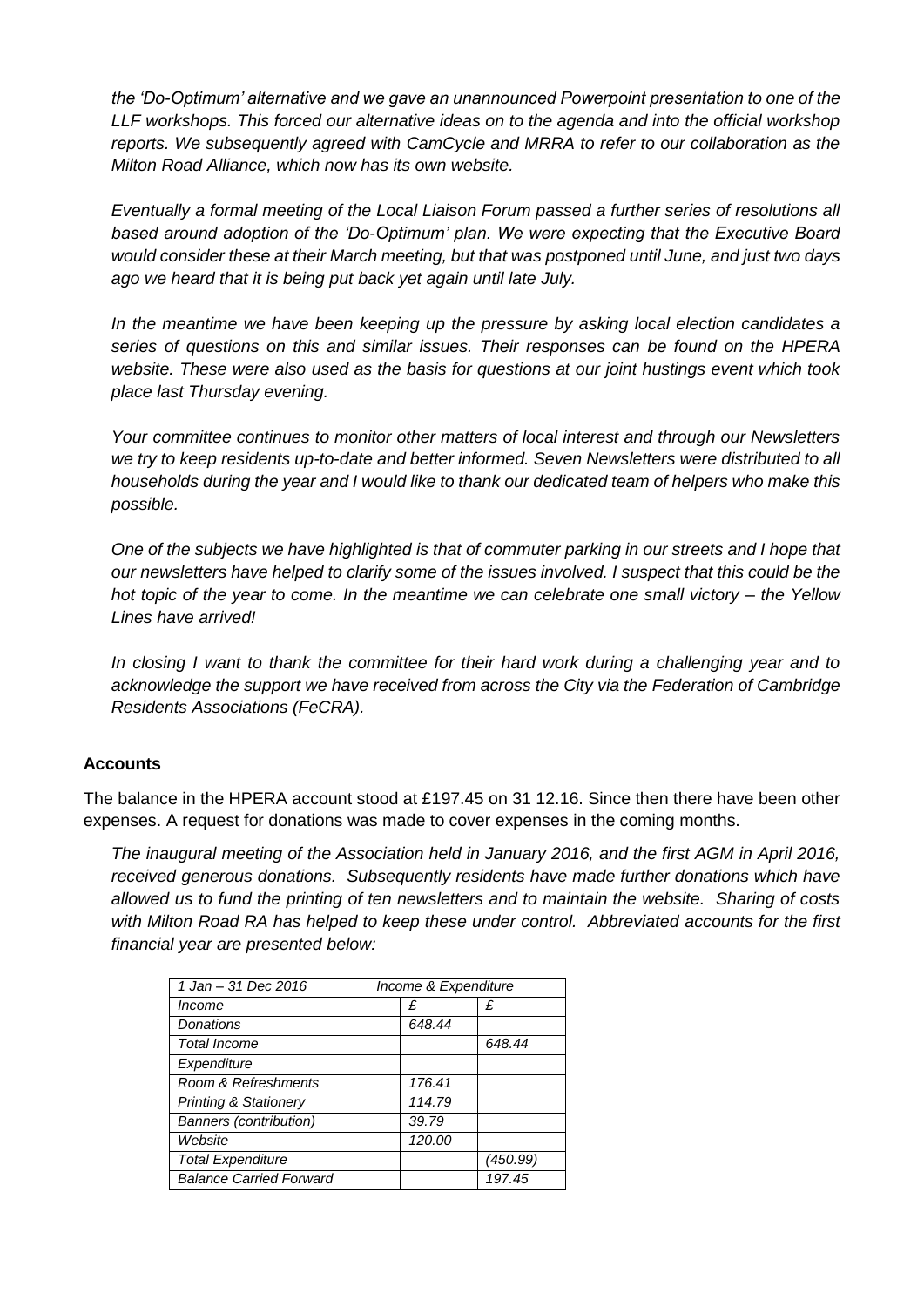*the 'Do-Optimum' alternative and we gave an unannounced Powerpoint presentation to one of the LLF workshops. This forced our alternative ideas on to the agenda and into the official workshop reports. We subsequently agreed with CamCycle and MRRA to refer to our collaboration as the Milton Road Alliance, which now has its own website.*

*Eventually a formal meeting of the Local Liaison Forum passed a further series of resolutions all based around adoption of the 'Do-Optimum' plan. We were expecting that the Executive Board would consider these at their March meeting, but that was postponed until June, and just two days ago we heard that it is being put back yet again until late July.*

*In the meantime we have been keeping up the pressure by asking local election candidates a series of questions on this and similar issues. Their responses can be found on the HPERA website. These were also used as the basis for questions at our joint hustings event which took place last Thursday evening.*

*Your committee continues to monitor other matters of local interest and through our Newsletters we try to keep residents up-to-date and better informed. Seven Newsletters were distributed to all households during the year and I would like to thank our dedicated team of helpers who make this possible.*

*One of the subjects we have highlighted is that of commuter parking in our streets and I hope that our newsletters have helped to clarify some of the issues involved. I suspect that this could be the hot topic of the year to come. In the meantime we can celebrate one small victory – the Yellow Lines have arrived!*

*In closing I want to thank the committee for their hard work during a challenging year and to acknowledge the support we have received from across the City via the Federation of Cambridge Residents Associations (FeCRA).*

**Accounts**

The balance in the HPERA account stood at £197.45 on 31 12.16. Since then there have been other expenses. A request for donations was made to cover expenses in the coming months.

*The inaugural meeting of the Association held in January 2016, and the first AGM in April 2016, received generous donations. Subsequently residents have made further donations which have allowed us to fund the printing of ten newsletters and to maintain the website. Sharing of costs with Milton Road RA has helped to keep these under control. Abbreviated accounts for the first financial year are presented below:*

| *1 Jan – 31 Dec 2016* | *Income & Expenditure* | |
|---|---|---|
| *Income* | *£* | *£* |
| *Donations* | *648.44* | |
| *Total Income* | | *648.44* |
| *Expenditure* | | |
| *Room & Refreshments* | *176.41* | |
| *Printing & Stationery* | *114.79* | |
| *Banners (contribution)* | *39.79* | |
| *Website* | *120.00* | |
| *Total Expenditure* | | *(450.99)* |
| *Balance Carried Forward* | | *197.45* |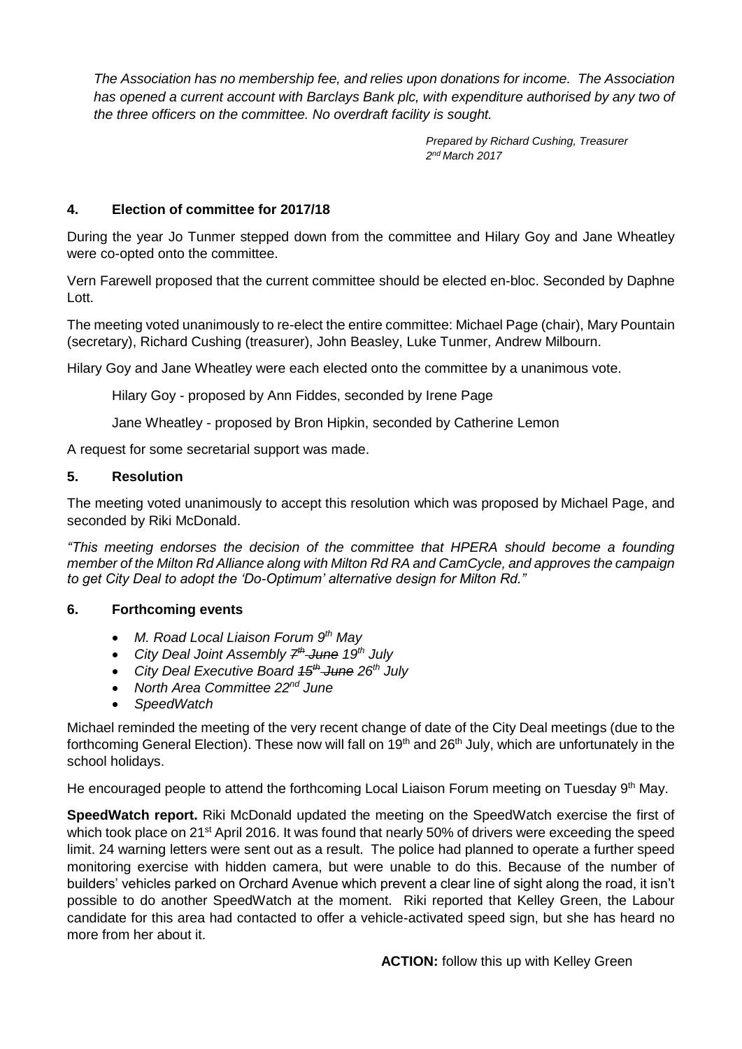*The Association has no membership fee, and relies upon donations for income. The Association has opened a current account with Barclays Bank plc, with expenditure authorised by any two of the three officers on the committee. No overdraft facility is sought.*

*Prepared by Richard Cushing, Treasurer*
*2nd March 2017*

## 4. Election of committee for 2017/18

During the year Jo Tunmer stepped down from the committee and Hilary Goy and Jane Wheatley were co-opted onto the committee.

Vern Farewell proposed that the current committee should be elected en-bloc. Seconded by Daphne Lott.

The meeting voted unanimously to re-elect the entire committee: Michael Page (chair), Mary Pountain (secretary), Richard Cushing (treasurer), John Beasley, Luke Tunmer, Andrew Milbourn.

Hilary Goy and Jane Wheatley were each elected onto the committee by a unanimous vote.

Hilary Goy - proposed by Ann Fiddes, seconded by Irene Page

Jane Wheatley - proposed by Bron Hipkin, seconded by Catherine Lemon

A request for some secretarial support was made.

## 5. Resolution

The meeting voted unanimously to accept this resolution which was proposed by Michael Page, and seconded by Riki McDonald.

*"This meeting endorses the decision of the committee that HPERA should become a founding member of the Milton Rd Alliance along with Milton Rd RA and CamCycle, and approves the campaign to get City Deal to adopt the 'Do-Optimum' alternative design for Milton Rd."*

## 6. Forthcoming events

- *M. Road Local Liaison Forum 9th May*
- *City Deal Joint Assembly ~~7th June~~ 19th July*
- *City Deal Executive Board ~~15th June~~ 26th July*
- *North Area Committee 22nd June*
- *SpeedWatch*

Michael reminded the meeting of the very recent change of date of the City Deal meetings (due to the forthcoming General Election). These now will fall on 19th and 26th July, which are unfortunately in the school holidays.

He encouraged people to attend the forthcoming Local Liaison Forum meeting on Tuesday 9th May.

**SpeedWatch report.** Riki McDonald updated the meeting on the SpeedWatch exercise the first of which took place on 21st April 2016. It was found that nearly 50% of drivers were exceeding the speed limit. 24 warning letters were sent out as a result. The police had planned to operate a further speed monitoring exercise with hidden camera, but were unable to do this. Because of the number of builders' vehicles parked on Orchard Avenue which prevent a clear line of sight along the road, it isn't possible to do another SpeedWatch at the moment. Riki reported that Kelley Green, the Labour candidate for this area had contacted to offer a vehicle-activated speed sign, but she has heard no more from her about it.

**ACTION:** follow this up with Kelley Green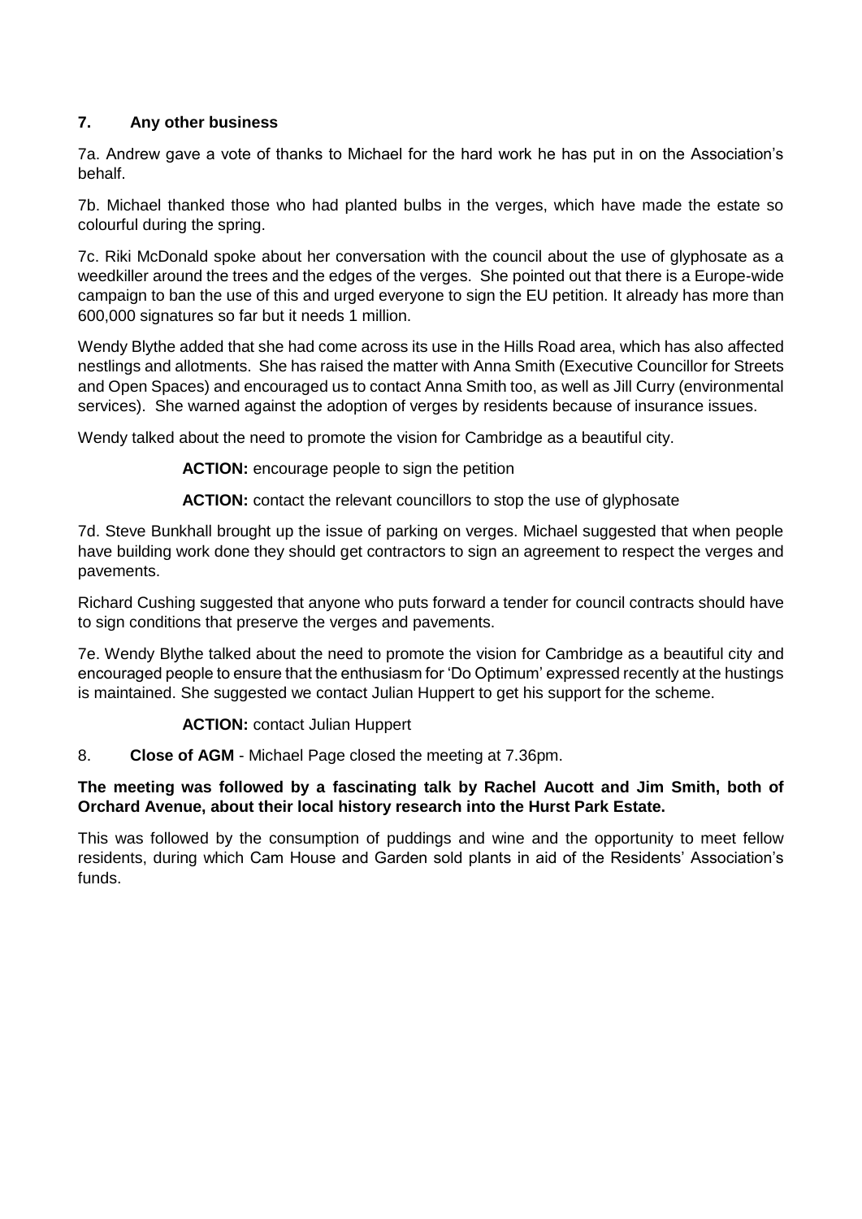## 7. Any other business

7a. Andrew gave a vote of thanks to Michael for the hard work he has put in on the Association's behalf.

7b. Michael thanked those who had planted bulbs in the verges, which have made the estate so colourful during the spring.

7c. Riki McDonald spoke about her conversation with the council about the use of glyphosate as a weedkiller around the trees and the edges of the verges. She pointed out that there is a Europe-wide campaign to ban the use of this and urged everyone to sign the EU petition. It already has more than 600,000 signatures so far but it needs 1 million.

Wendy Blythe added that she had come across its use in the Hills Road area, which has also affected nestlings and allotments. She has raised the matter with Anna Smith (Executive Councillor for Streets and Open Spaces) and encouraged us to contact Anna Smith too, as well as Jill Curry (environmental services). She warned against the adoption of verges by residents because of insurance issues.

Wendy talked about the need to promote the vision for Cambridge as a beautiful city.

**ACTION:** encourage people to sign the petition

**ACTION:** contact the relevant councillors to stop the use of glyphosate

7d. Steve Bunkhall brought up the issue of parking on verges. Michael suggested that when people have building work done they should get contractors to sign an agreement to respect the verges and pavements.

Richard Cushing suggested that anyone who puts forward a tender for council contracts should have to sign conditions that preserve the verges and pavements.

7e. Wendy Blythe talked about the need to promote the vision for Cambridge as a beautiful city and encouraged people to ensure that the enthusiasm for 'Do Optimum' expressed recently at the hustings is maintained. She suggested we contact Julian Huppert to get his support for the scheme.

**ACTION:** contact Julian Huppert

8. **Close of AGM** - Michael Page closed the meeting at 7.36pm.

**The meeting was followed by a fascinating talk by Rachel Aucott and Jim Smith, both of Orchard Avenue, about their local history research into the Hurst Park Estate.**

This was followed by the consumption of puddings and wine and the opportunity to meet fellow residents, during which Cam House and Garden sold plants in aid of the Residents' Association's funds.